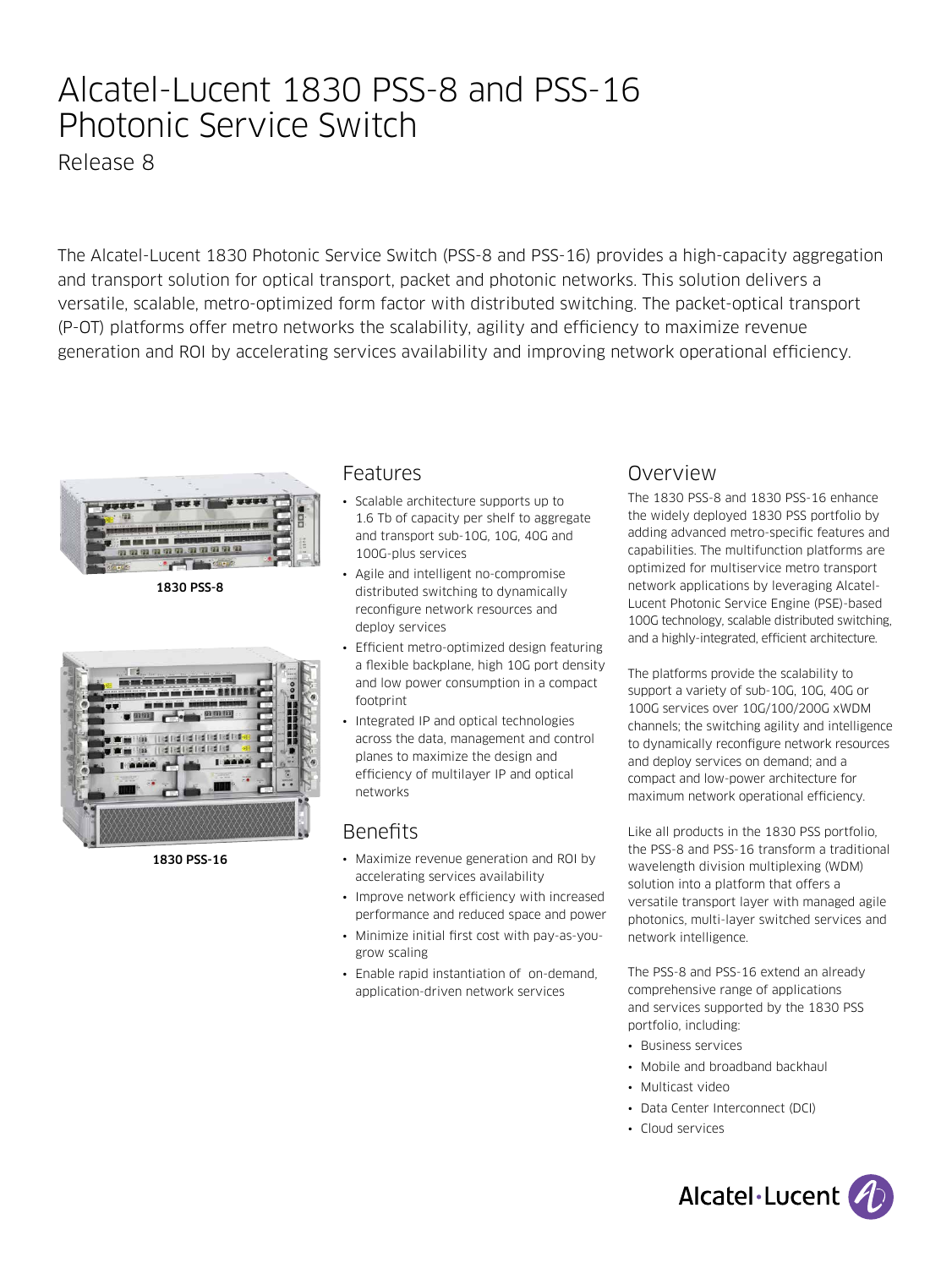# Alcatel-Lucent 1830 PSS-8 and PSS-16 Photonic Service Switch

Release 8

The Alcatel-Lucent 1830 Photonic Service Switch (PSS-8 and PSS-16) provides a high-capacity aggregation and transport solution for optical transport, packet and photonic networks. This solution delivers a versatile, scalable, metro-optimized form factor with distributed switching. The packet-optical transport (P-OT) platforms offer metro networks the scalability, agility and efficiency to maximize revenue generation and ROI by accelerating services availability and improving network operational efficiency.

**1830 PSS-8**

**1830 PSS-16**

## Features

- Scalable architecture supports up to 1.6 Tb of capacity per shelf to aggregate and transport sub-10G, 10G, 40G and 100G-plus services
- Agile and intelligent no-compromise distributed switching to dynamically reconfigure network resources and deploy services
- Efficient metro-optimized design featuring a flexible backplane, high 10G port density and low power consumption in a compact footprint
- Integrated IP and optical technologies across the data, management and control planes to maximize the design and efficiency of multilayer IP and optical networks

## Benefits

- Maximize revenue generation and ROI by accelerating services availability
- Improve network efficiency with increased performance and reduced space and power
- Minimize initial first cost with pay-as-you-grow scaling
- Enable rapid instantiation of on-demand, application-driven network services

## Overview

The 1830 PSS-8 and 1830 PSS-16 enhance the widely deployed 1830 PSS portfolio by adding advanced metro-specific features and capabilities. The multifunction platforms are optimized for multiservice metro transport network applications by leveraging Alcatel-Lucent Photonic Service Engine (PSE)-based 100G technology, scalable distributed switching, and a highly-integrated, efficient architecture.

The platforms provide the scalability to support a variety of sub-10G, 10G, 40G or 100G services over 10G/100/200G xWDM channels; the switching agility and intelligence to dynamically reconfigure network resources and deploy services on demand; and a compact and low-power architecture for maximum network operational efficiency.

Like all products in the 1830 PSS portfolio, the PSS-8 and PSS-16 transform a traditional wavelength division multiplexing (WDM) solution into a platform that offers a versatile transport layer with managed agile photonics, multi-layer switched services and network intelligence.

The PSS-8 and PSS-16 extend an already comprehensive range of applications and services supported by the 1830 PSS portfolio, including:

- Business services
- Mobile and broadband backhaul
- Multicast video
- Data Center Interconnect (DCI)
- Cloud services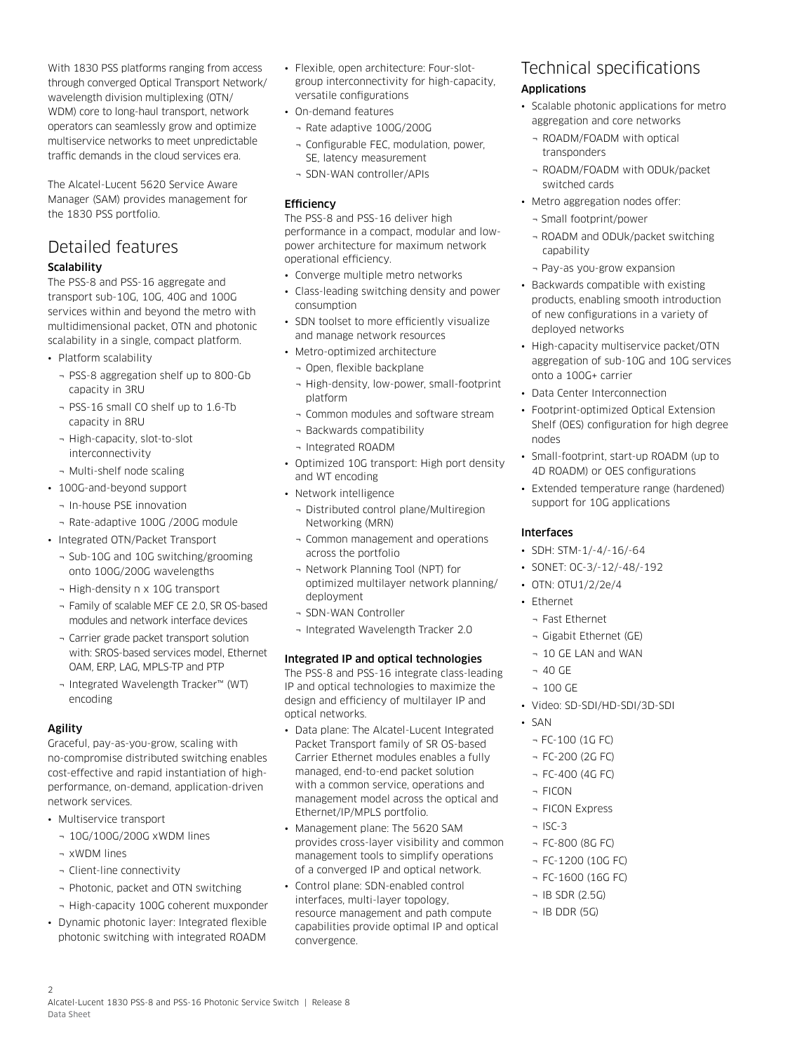With 1830 PSS platforms ranging from access through converged Optical Transport Network/ wavelength division multiplexing (OTN/ WDM) core to long-haul transport, network operators can seamlessly grow and optimize multiservice networks to meet unpredictable traffic demands in the cloud services era.

The Alcatel-Lucent 5620 Service Aware Manager (SAM) provides management for the 1830 PSS portfolio.

# Detailed features

### Scalability

The PSS-8 and PSS-16 aggregate and transport sub-10G, 10G, 40G and 100G services within and beyond the metro with multidimensional packet, OTN and photonic scalability in a single, compact platform.

- Platform scalability
  - PSS-8 aggregation shelf up to 800-Gb capacity in 3RU
  - PSS-16 small CO shelf up to 1.6-Tb capacity in 8RU
  - High-capacity, slot-to-slot interconnectivity
  - Multi-shelf node scaling
- 100G-and-beyond support
  - In-house PSE innovation
  - Rate-adaptive 100G /200G module
- Integrated OTN/Packet Transport
  - Sub-10G and 10G switching/grooming onto 100G/200G wavelengths
  - High-density n x 10G transport
  - Family of scalable MEF CE 2.0, SR OS-based modules and network interface devices
  - Carrier grade packet transport solution with: SROS-based services model, Ethernet OAM, ERP, LAG, MPLS-TP and PTP
  - Integrated Wavelength Tracker™ (WT) encoding

### Agility

Graceful, pay-as-you-grow, scaling with no-compromise distributed switching enables cost-effective and rapid instantiation of high-performance, on-demand, application-driven network services.

- Multiservice transport
  - 10G/100G/200G xWDM lines
  - xWDM lines
  - Client-line connectivity
  - Photonic, packet and OTN switching
  - High-capacity 100G coherent muxponder
- Dynamic photonic layer: Integrated flexible photonic switching with integrated ROADM
- Flexible, open architecture: Four-slot-group interconnectivity for high-capacity, versatile configurations
- On-demand features
  - Rate adaptive 100G/200G
  - Configurable FEC, modulation, power, SE, latency measurement
  - SDN-WAN controller/APIs

### Efficiency

The PSS-8 and PSS-16 deliver high performance in a compact, modular and low-power architecture for maximum network operational efficiency.

- Converge multiple metro networks
- Class-leading switching density and power consumption
- SDN toolset to more efficiently visualize and manage network resources
- Metro-optimized architecture
  - Open, flexible backplane
  - High-density, low-power, small-footprint platform
  - Common modules and software stream
  - Backwards compatibility
  - Integrated ROADM
- Optimized 10G transport: High port density and WT encoding
- Network intelligence
  - Distributed control plane/Multiregion Networking (MRN)
  - Common management and operations across the portfolio
  - Network Planning Tool (NPT) for optimized multilayer network planning/ deployment
  - SDN-WAN Controller
  - Integrated Wavelength Tracker 2.0

### Integrated IP and optical technologies

The PSS-8 and PSS-16 integrate class-leading IP and optical technologies to maximize the design and efficiency of multilayer IP and optical networks.

- Data plane: The Alcatel-Lucent Integrated Packet Transport family of SR OS-based Carrier Ethernet modules enables a fully managed, end-to-end packet solution with a common service, operations and management model across the optical and Ethernet/IP/MPLS portfolio.
- Management plane: The 5620 SAM provides cross-layer visibility and common management tools to simplify operations of a converged IP and optical network.
- Control plane: SDN-enabled control interfaces, multi-layer topology, resource management and path compute capabilities provide optimal IP and optical convergence.

# Technical specifications

### Applications

- Scalable photonic applications for metro aggregation and core networks
  - ROADM/FOADM with optical transponders
  - ROADM/FOADM with ODUk/packet switched cards
- Metro aggregation nodes offer:
  - Small footprint/power
  - ROADM and ODUk/packet switching capability
  - Pay-as you-grow expansion
- Backwards compatible with existing products, enabling smooth introduction of new configurations in a variety of deployed networks
- High-capacity multiservice packet/OTN aggregation of sub-10G and 10G services onto a 100G+ carrier
- Data Center Interconnection
- Footprint-optimized Optical Extension Shelf (OES) configuration for high degree nodes
- Small-footprint, start-up ROADM (up to 4D ROADM) or OES configurations
- Extended temperature range (hardened) support for 10G applications

### Interfaces

- SDH: STM-1/-4/-16/-64
- SONET: OC-3/-12/-48/-192
- OTN: OTU1/2/2e/4
- Ethernet
  - Fast Ethernet
  - Gigabit Ethernet (GE)
  - 10 GE LAN and WAN
  - 40 GE
  - 100 GE
- Video: SD-SDI/HD-SDI/3D-SDI
- SAN
  - FC-100 (1G FC)
  - FC-200 (2G FC)
  - FC-400 (4G FC)
  - FICON
  - FICON Express
  - ISC-3
  - FC-800 (8G FC)
  - FC-1200 (10G FC)
  - FC-1600 (16G FC)
  - IB SDR (2.5G)
  - IB DDR (5G)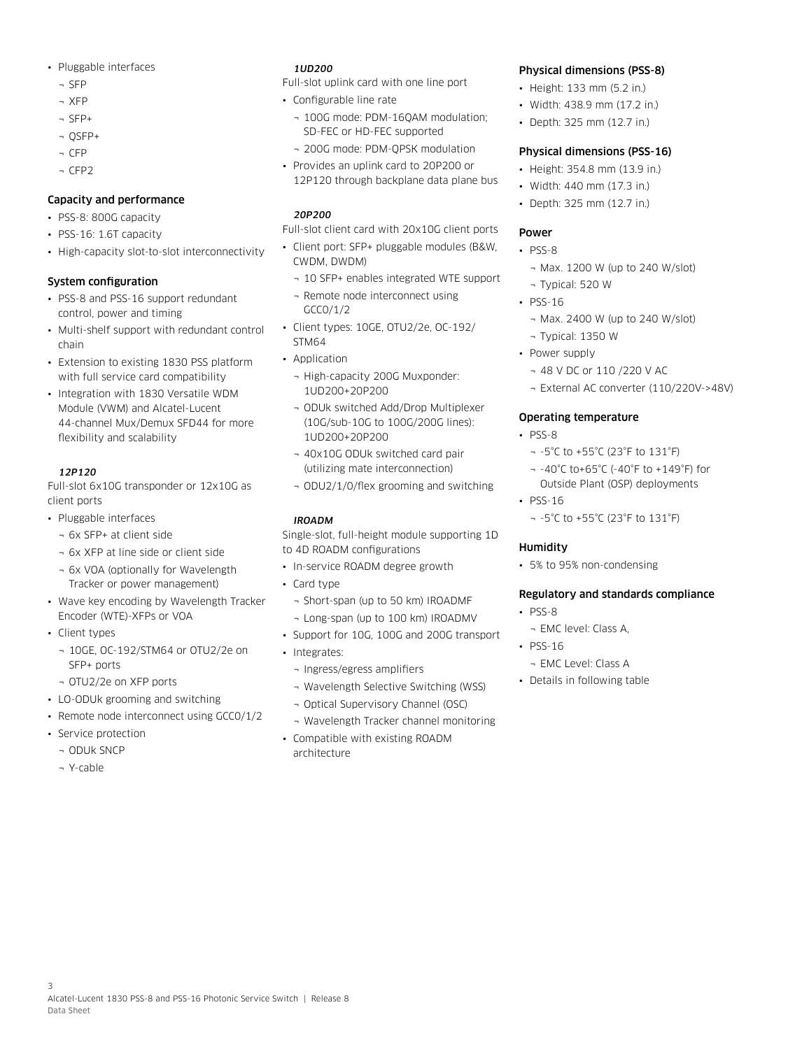- Pluggable interfaces
  - SFP
  - XFP
  - SFP+
  - QSFP+
  - CFP
  - CFP2

### Capacity and performance

- PSS-8: 800G capacity
- PSS-16: 1.6T capacity
- High-capacity slot-to-slot interconnectivity

### System configuration

- PSS-8 and PSS-16 support redundant control, power and timing
- Multi-shelf support with redundant control chain
- Extension to existing 1830 PSS platform with full service card compatibility
- Integration with 1830 Versatile WDM Module (VWM) and Alcatel-Lucent 44-channel Mux/Demux SFD44 for more flexibility and scalability

#### *12P120*

Full-slot 6x10G transponder or 12x10G as client ports

- Pluggable interfaces
  - 6x SFP+ at client side
  - 6x XFP at line side or client side
  - 6x VOA (optionally for Wavelength Tracker or power management)
- Wave key encoding by Wavelength Tracker Encoder (WTE)-XFPs or VOA
- Client types
  - 10GE, OC-192/STM64 or OTU2/2e on SFP+ ports
  - OTU2/2e on XFP ports
- LO-ODUk grooming and switching
- Remote node interconnect using GCC0/1/2
- Service protection
  - ODUk SNCP
  - Y-cable

#### *1UD200*

Full-slot uplink card with one line port

- Configurable line rate
  - 100G mode: PDM-16QAM modulation; SD-FEC or HD-FEC supported
  - 200G mode: PDM-QPSK modulation
- Provides an uplink card to 20P200 or 12P120 through backplane data plane bus

#### *20P200*

Full-slot client card with 20x10G client ports

- Client port: SFP+ pluggable modules (B&W, CWDM, DWDM)
  - 10 SFP+ enables integrated WTE support
  - Remote node interconnect using GCC0/1/2
- Client types: 10GE, OTU2/2e, OC-192/STM64
- Application
  - High-capacity 200G Muxponder: 1UD200+20P200
  - ODUk switched Add/Drop Multiplexer (10G/sub-10G to 100G/200G lines): 1UD200+20P200
  - 40x10G ODUk switched card pair (utilizing mate interconnection)
  - ODU2/1/0/flex grooming and switching

#### *IROADM*

Single-slot, full-height module supporting 1D to 4D ROADM configurations

- In-service ROADM degree growth
- Card type
  - Short-span (up to 50 km) IROADMF
  - Long-span (up to 100 km) IROADMV
- Support for 10G, 100G and 200G transport
- Integrates:
  - Ingress/egress amplifiers
  - Wavelength Selective Switching (WSS)
  - Optical Supervisory Channel (OSC)
  - Wavelength Tracker channel monitoring
- Compatible with existing ROADM architecture

### Physical dimensions (PSS-8)

- Height: 133 mm (5.2 in.)
- Width: 438.9 mm (17.2 in.)
- Depth: 325 mm (12.7 in.)

### Physical dimensions (PSS-16)

- Height: 354.8 mm (13.9 in.)
- Width: 440 mm (17.3 in.)
- Depth: 325 mm (12.7 in.)

### Power

- PSS-8
  - Max. 1200 W (up to 240 W/slot)
  - Typical: 520 W
- PSS-16
  - Max. 2400 W (up to 240 W/slot)
  - Typical: 1350 W
- Power supply
  - 48 V DC or 110 /220 V AC
  - External AC converter (110/220V->48V)

### Operating temperature

- PSS-8
  - -5°C to +55°C (23°F to 131°F)
  - -40°C to+65°C (-40°F to +149°F) for Outside Plant (OSP) deployments
- PSS-16
  - -5°C to +55°C (23°F to 131°F)

### Humidity

- 5% to 95% non-condensing

### Regulatory and standards compliance

- PSS-8
  - EMC level: Class A,
- PSS-16
  - EMC Level: Class A
- Details in following table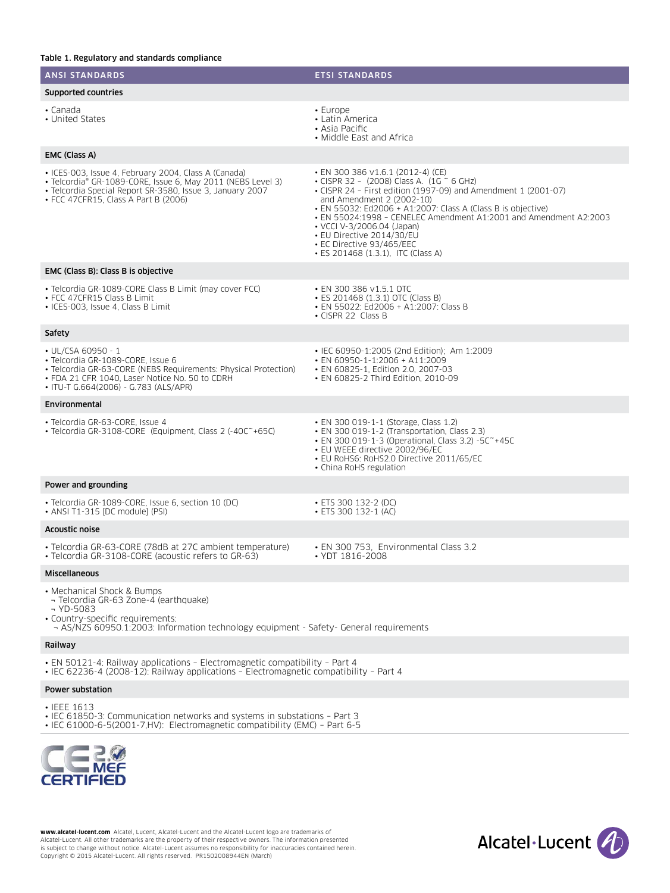**Table 1. Regulatory and standards compliance**

| ANSI STANDARDS | ETSI STANDARDS |
|---|---|
| **Supported countries** | |
| • Canada<br>• United States | • Europe<br>• Latin America<br>• Asia Pacific<br>• Middle East and Africa |
| **EMC (Class A)** | |
| • ICES-003, Issue 4, February 2004, Class A (Canada)<br>• Telcordia® GR-1089-CORE, Issue 6, May 2011 (NEBS Level 3)<br>• Telcordia Special Report SR-3580, Issue 3, January 2007<br>• FCC 47CFR15, Class A Part B (2006) | • EN 300 386 v1.6.1 (2012-4) (CE)<br>• CISPR 32 – (2008) Class A. (1G ~ 6 GHz)<br>• CISPR 24 – First edition (1997-09) and Amendment 1 (2001-07) and Amendment 2 (2002-10)<br>• EN 55032: Ed2006 + A1:2007: Class A (Class B is objective)<br>• EN 55024:1998 – CENELEC Amendment A1:2001 and Amendment A2:2003<br>• VCCI V-3/2006.04 (Japan)<br>• EU Directive 2014/30/EU<br>• EC Directive 93/465/EEC<br>• ES 201468 (1.3.1), ITC (Class A) |
| **EMC (Class B): Class B is objective** | |
| • Telcordia GR-1089-CORE Class B Limit (may cover FCC)<br>• FCC 47CFR15 Class B Limit<br>• ICES-003, Issue 4, Class B Limit | • EN 300 386 v1.5.1 OTC<br>• ES 201468 (1.3.1) OTC (Class B)<br>• EN 55022: Ed2006 + A1:2007: Class B<br>• CISPR 22 Class B |
| **Safety** | |
| • UL/CSA 60950 - 1<br>• Telcordia GR-1089-CORE, Issue 6<br>• Telcordia GR-63-CORE (NEBS Requirements: Physical Protection)<br>• FDA 21 CFR 1040, Laser Notice No. 50 to CDRH<br>• ITU-T G.664(2006) - G.783 (ALS/APR) | • IEC 60950-1:2005 (2nd Edition); Am 1:2009<br>• EN 60950-1-1:2006 + A11:2009<br>• EN 60825-1, Edition 2.0, 2007-03<br>• EN 60825-2 Third Edition, 2010-09 |
| **Environmental** | |
| • Telcordia GR-63-CORE, Issue 4<br>• Telcordia GR-3108-CORE (Equipment, Class 2 (-40C~+65C) | • EN 300 019-1-1 (Storage, Class 1.2)<br>• EN 300 019-1-2 (Transportation, Class 2.3)<br>• EN 300 019-1-3 (Operational, Class 3.2) -5C~+45C<br>• EU WEEE directive 2002/96/EC<br>• EU RoHS6: RoHS2.0 Directive 2011/65/EC<br>• China RoHS regulation |
| **Power and grounding** | |
| • Telcordia GR-1089-CORE, Issue 6, section 10 (DC)<br>• ANSI T1-315 [DC module] (PSI) | • ETS 300 132-2 (DC)<br>• ETS 300 132-1 (AC) |
| **Acoustic noise** | |
| • Telcordia GR-63-CORE (78dB at 27C ambient temperature)<br>• Telcordia GR-3108-CORE (acoustic refers to GR-63) | • EN 300 753, Environmental Class 3.2<br>• YDT 1816-2008 |
| **Miscellaneous** | |
| • Mechanical Shock & Bumps<br>¬ Telcordia GR-63 Zone-4 (earthquake)<br>¬ YD-5083<br>• Country-specific requirements:<br>¬ AS/NZS 60950.1:2003: Information technology equipment - Safety- General requirements | |
| **Railway** | |
| • EN 50121-4: Railway applications – Electromagnetic compatibility – Part 4<br>• IEC 62236-4 (2008-12): Railway applications – Electromagnetic compatibility – Part 4 | |
| **Power substation** | |
| • IEEE 1613<br>• IEC 61850-3: Communication networks and systems in substations – Part 3<br>• IEC 61000-6-5(2001-7,HV): Electromagnetic compatibility (EMC) – Part 6-5 | |

CE 2.0 MEF CERTIFIED

**www.alcatel-lucent.com** Alcatel, Lucent, Alcatel-Lucent and the Alcatel-Lucent logo are trademarks of Alcatel-Lucent. All other trademarks are the property of their respective owners. The information presented is subject to change without notice. Alcatel-Lucent assumes no responsibility for inaccuracies contained herein. Copyright © 2015 Alcatel-Lucent. All rights reserved. PR1502008944EN (March)

Alcatel·Lucent